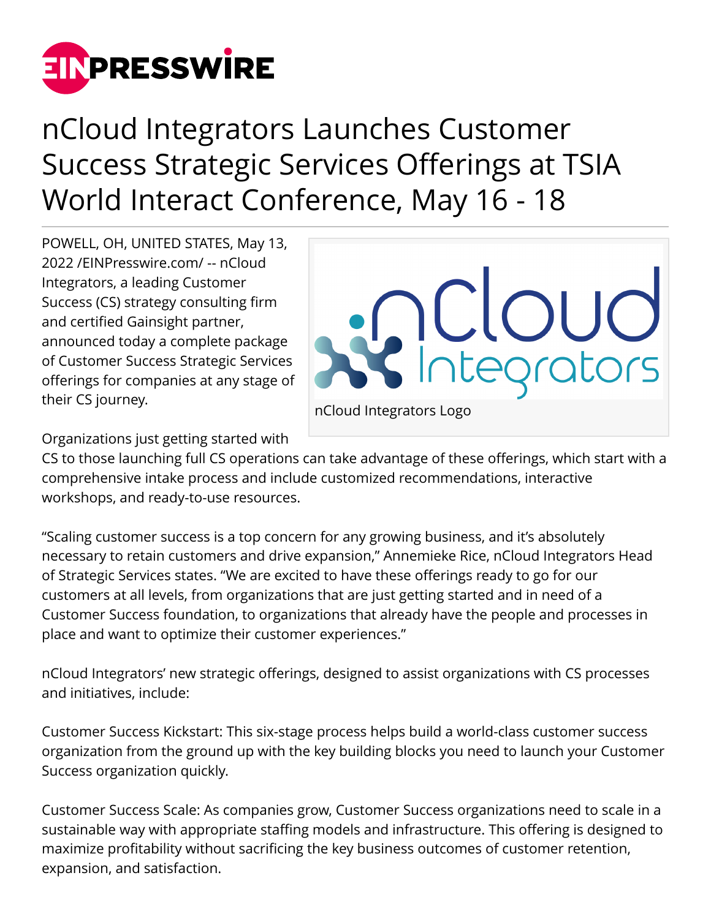# nCloud Integrators Launches Customer Success Strategic Services Offerings at TSIA World Interact Conference, May 16 - 18

POWELL, OH, UNITED STATES, May 13, 2022 /EINPresswire.com/ -- nCloud Integrators, a leading Customer Success (CS) strategy consulting firm and certified Gainsight partner, announced today a complete package of Customer Success Strategic Services offerings for companies at any stage of their CS journey.

nCloud Integrators Logo

Organizations just getting started with CS to those launching full CS operations can take advantage of these offerings, which start with a comprehensive intake process and include customized recommendations, interactive workshops, and ready-to-use resources.

"Scaling customer success is a top concern for any growing business, and it's absolutely necessary to retain customers and drive expansion," Annemieke Rice, nCloud Integrators Head of Strategic Services states. "We are excited to have these offerings ready to go for our customers at all levels, from organizations that are just getting started and in need of a Customer Success foundation, to organizations that already have the people and processes in place and want to optimize their customer experiences."

nCloud Integrators' new strategic offerings, designed to assist organizations with CS processes and initiatives, include:

Customer Success Kickstart: This six-stage process helps build a world-class customer success organization from the ground up with the key building blocks you need to launch your Customer Success organization quickly.

Customer Success Scale: As companies grow, Customer Success organizations need to scale in a sustainable way with appropriate staffing models and infrastructure. This offering is designed to maximize profitability without sacrificing the key business outcomes of customer retention, expansion, and satisfaction.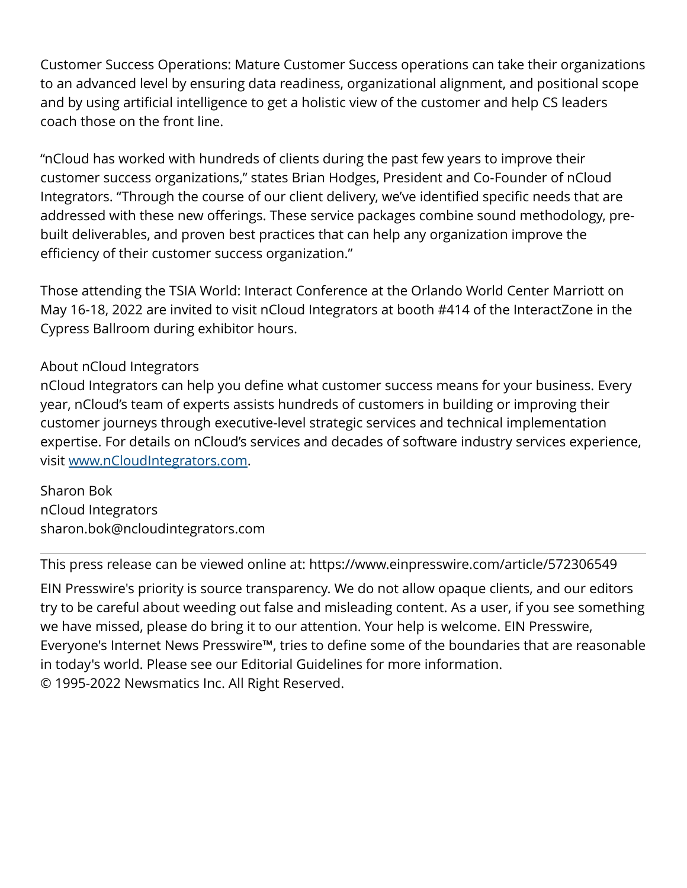Customer Success Operations: Mature Customer Success operations can take their organizations to an advanced level by ensuring data readiness, organizational alignment, and positional scope and by using artificial intelligence to get a holistic view of the customer and help CS leaders coach those on the front line.

“nCloud has worked with hundreds of clients during the past few years to improve their customer success organizations,” states Brian Hodges, President and Co-Founder of nCloud Integrators. “Through the course of our client delivery, we’ve identified specific needs that are addressed with these new offerings. These service packages combine sound methodology, pre-built deliverables, and proven best practices that can help any organization improve the efficiency of their customer success organization.”

Those attending the TSIA World: Interact Conference at the Orlando World Center Marriott on May 16-18, 2022 are invited to visit nCloud Integrators at booth #414 of the InteractZone in the Cypress Ballroom during exhibitor hours.

About nCloud Integrators
nCloud Integrators can help you define what customer success means for your business. Every year, nCloud’s team of experts assists hundreds of customers in building or improving their customer journeys through executive-level strategic services and technical implementation expertise. For details on nCloud’s services and decades of software industry services experience, visit [www.nCloudIntegrators.com](http://www.nCloudIntegrators.com).

Sharon Bok
nCloud Integrators
sharon.bok@ncloudintegrators.com

---

This press release can be viewed online at: https://www.einpresswire.com/article/572306549

EIN Presswire's priority is source transparency. We do not allow opaque clients, and our editors try to be careful about weeding out false and misleading content. As a user, if you see something we have missed, please do bring it to our attention. Your help is welcome. EIN Presswire, Everyone's Internet News Presswire™, tries to define some of the boundaries that are reasonable in today's world. Please see our Editorial Guidelines for more information.
© 1995-2022 Newsmatics Inc. All Right Reserved.